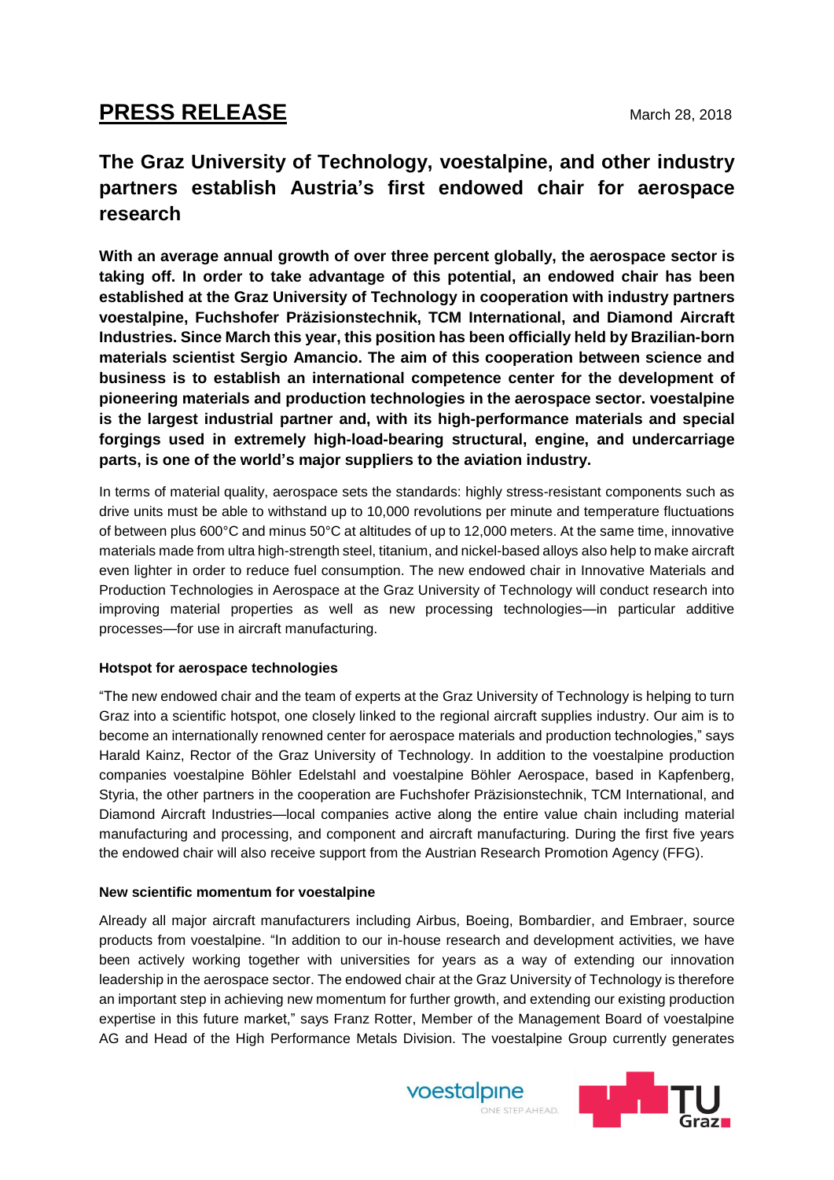# PRESS RELEASE

March 28, 2018

## The Graz University of Technology, voestalpine, and other industry partners establish Austria's first endowed chair for aerospace research

**With an average annual growth of over three percent globally, the aerospace sector is taking off. In order to take advantage of this potential, an endowed chair has been established at the Graz University of Technology in cooperation with industry partners voestalpine, Fuchshofer Präzisionstechnik, TCM International, and Diamond Aircraft Industries. Since March this year, this position has been officially held by Brazilian-born materials scientist Sergio Amancio. The aim of this cooperation between science and business is to establish an international competence center for the development of pioneering materials and production technologies in the aerospace sector. voestalpine is the largest industrial partner and, with its high-performance materials and special forgings used in extremely high-load-bearing structural, engine, and undercarriage parts, is one of the world's major suppliers to the aviation industry.**

In terms of material quality, aerospace sets the standards: highly stress-resistant components such as drive units must be able to withstand up to 10,000 revolutions per minute and temperature fluctuations of between plus 600°C and minus 50°C at altitudes of up to 12,000 meters. At the same time, innovative materials made from ultra high-strength steel, titanium, and nickel-based alloys also help to make aircraft even lighter in order to reduce fuel consumption. The new endowed chair in Innovative Materials and Production Technologies in Aerospace at the Graz University of Technology will conduct research into improving material properties as well as new processing technologies—in particular additive processes—for use in aircraft manufacturing.

### Hotspot for aerospace technologies

"The new endowed chair and the team of experts at the Graz University of Technology is helping to turn Graz into a scientific hotspot, one closely linked to the regional aircraft supplies industry. Our aim is to become an internationally renowned center for aerospace materials and production technologies," says Harald Kainz, Rector of the Graz University of Technology. In addition to the voestalpine production companies voestalpine Böhler Edelstahl and voestalpine Böhler Aerospace, based in Kapfenberg, Styria, the other partners in the cooperation are Fuchshofer Präzisionstechnik, TCM International, and Diamond Aircraft Industries—local companies active along the entire value chain including material manufacturing and processing, and component and aircraft manufacturing. During the first five years the endowed chair will also receive support from the Austrian Research Promotion Agency (FFG).

### New scientific momentum for voestalpine

Already all major aircraft manufacturers including Airbus, Boeing, Bombardier, and Embraer, source products from voestalpine. "In addition to our in-house research and development activities, we have been actively working together with universities for years as a way of extending our innovation leadership in the aerospace sector. The endowed chair at the Graz University of Technology is therefore an important step in achieving new momentum for further growth, and extending our existing production expertise in this future market," says Franz Rotter, Member of the Management Board of voestalpine AG and Head of the High Performance Metals Division. The voestalpine Group currently generates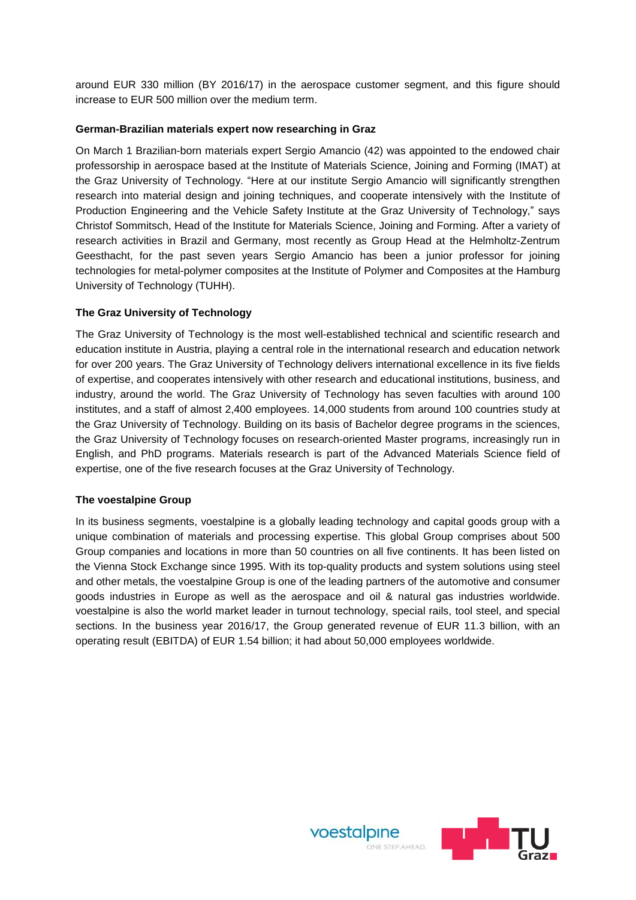around EUR 330 million (BY 2016/17) in the aerospace customer segment, and this figure should increase to EUR 500 million over the medium term.

**German-Brazilian materials expert now researching in Graz**

On March 1 Brazilian-born materials expert Sergio Amancio (42) was appointed to the endowed chair professorship in aerospace based at the Institute of Materials Science, Joining and Forming (IMAT) at the Graz University of Technology. "Here at our institute Sergio Amancio will significantly strengthen research into material design and joining techniques, and cooperate intensively with the Institute of Production Engineering and the Vehicle Safety Institute at the Graz University of Technology," says Christof Sommitsch, Head of the Institute for Materials Science, Joining and Forming. After a variety of research activities in Brazil and Germany, most recently as Group Head at the Helmholtz-Zentrum Geesthacht, for the past seven years Sergio Amancio has been a junior professor for joining technologies for metal-polymer composites at the Institute of Polymer and Composites at the Hamburg University of Technology (TUHH).

**The Graz University of Technology**

The Graz University of Technology is the most well-established technical and scientific research and education institute in Austria, playing a central role in the international research and education network for over 200 years. The Graz University of Technology delivers international excellence in its five fields of expertise, and cooperates intensively with other research and educational institutions, business, and industry, around the world. The Graz University of Technology has seven faculties with around 100 institutes, and a staff of almost 2,400 employees. 14,000 students from around 100 countries study at the Graz University of Technology. Building on its basis of Bachelor degree programs in the sciences, the Graz University of Technology focuses on research-oriented Master programs, increasingly run in English, and PhD programs. Materials research is part of the Advanced Materials Science field of expertise, one of the five research focuses at the Graz University of Technology.

**The voestalpine Group**

In its business segments, voestalpine is a globally leading technology and capital goods group with a unique combination of materials and processing expertise. This global Group comprises about 500 Group companies and locations in more than 50 countries on all five continents. It has been listed on the Vienna Stock Exchange since 1995. With its top-quality products and system solutions using steel and other metals, the voestalpine Group is one of the leading partners of the automotive and consumer goods industries in Europe as well as the aerospace and oil & natural gas industries worldwide. voestalpine is also the world market leader in turnout technology, special rails, tool steel, and special sections. In the business year 2016/17, the Group generated revenue of EUR 11.3 billion, with an operating result (EBITDA) of EUR 1.54 billion; it had about 50,000 employees worldwide.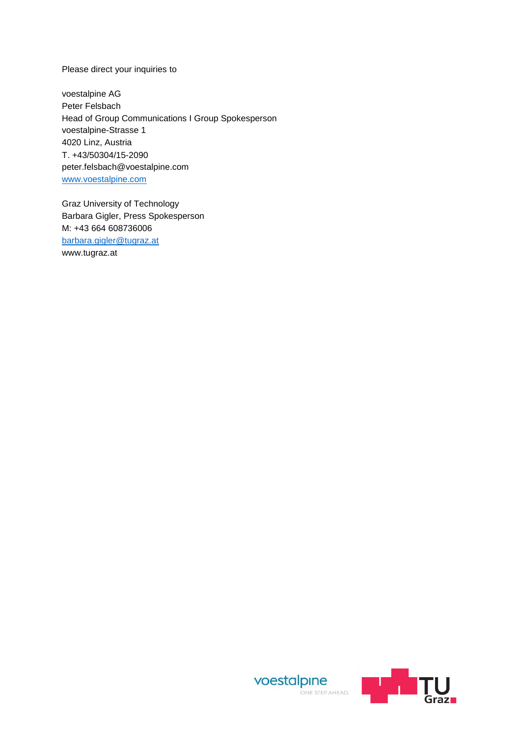Please direct your inquiries to

voestalpine AG
Peter Felsbach
Head of Group Communications I Group Spokesperson
voestalpine-Strasse 1
4020 Linz, Austria
T. +43/50304/15-2090
peter.felsbach@voestalpine.com
www.voestalpine.com

Graz University of Technology
Barbara Gigler, Press Spokesperson
M: +43 664 608736006
barbara.gigler@tugraz.at
www.tugraz.at